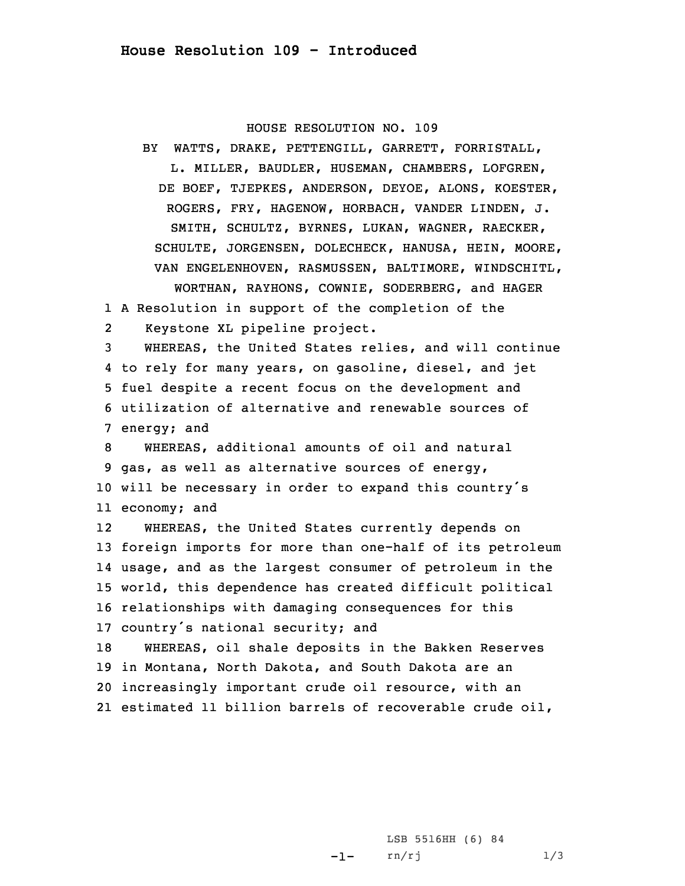# House Resolution 109 - Introduced

HOUSE RESOLUTION NO. 109

BY WATTS, DRAKE, PETTENGILL, GARRETT, FORRISTALL, L. MILLER, BAUDLER, HUSEMAN, CHAMBERS, LOFGREN, DE BOEF, TJEPKES, ANDERSON, DEYOE, ALONS, KOESTER, ROGERS, FRY, HAGENOW, HORBACH, VANDER LINDEN, J. SMITH, SCHULTZ, BYRNES, LUKAN, WAGNER, RAECKER, SCHULTE, JORGENSEN, DOLECHECK, HANUSA, HEIN, MOORE, VAN ENGELENHOVEN, RASMUSSEN, BALTIMORE, WINDSCHITL, WORTHAN, RAYHONS, COWNIE, SODERBERG, and HAGER

1 A Resolution in support of the completion of the
2 Keystone XL pipeline project.
3 WHEREAS, the United States relies, and will continue
4 to rely for many years, on gasoline, diesel, and jet
5 fuel despite a recent focus on the development and
6 utilization of alternative and renewable sources of
7 energy; and
8 WHEREAS, additional amounts of oil and natural
9 gas, as well as alternative sources of energy,
10 will be necessary in order to expand this country's
11 economy; and
12 WHEREAS, the United States currently depends on
13 foreign imports for more than one-half of its petroleum
14 usage, and as the largest consumer of petroleum in the
15 world, this dependence has created difficult political
16 relationships with damaging consequences for this
17 country's national security; and
18 WHEREAS, oil shale deposits in the Bakken Reserves
19 in Montana, North Dakota, and South Dakota are an
20 increasingly important crude oil resource, with an
21 estimated 11 billion barrels of recoverable crude oil,

LSB 5516HH (6) 84
rn/rj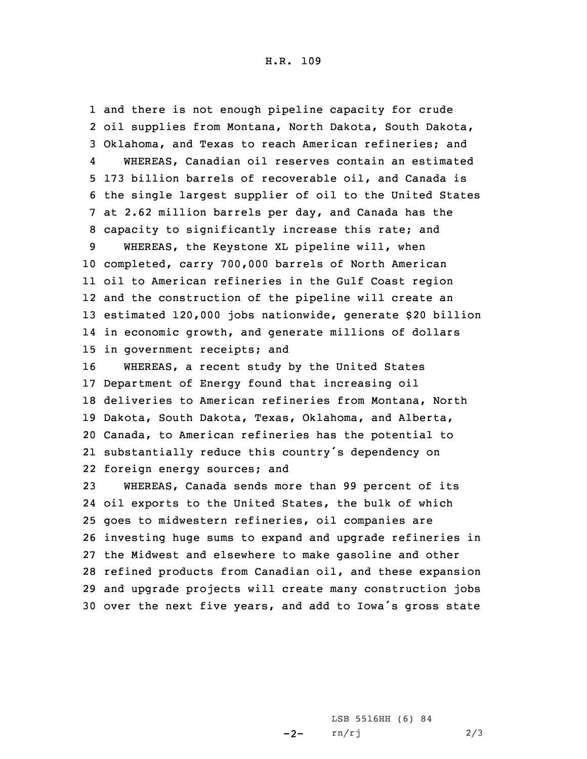and there is not enough pipeline capacity for crude oil supplies from Montana, North Dakota, South Dakota, Oklahoma, and Texas to reach American refineries; and

WHEREAS, Canadian oil reserves contain an estimated 173 billion barrels of recoverable oil, and Canada is the single largest supplier of oil to the United States at 2.62 million barrels per day, and Canada has the capacity to significantly increase this rate; and

WHEREAS, the Keystone XL pipeline will, when completed, carry 700,000 barrels of North American oil to American refineries in the Gulf Coast region and the construction of the pipeline will create an estimated 120,000 jobs nationwide, generate $20 billion in economic growth, and generate millions of dollars in government receipts; and

WHEREAS, a recent study by the United States Department of Energy found that increasing oil deliveries to American refineries from Montana, North Dakota, South Dakota, Texas, Oklahoma, and Alberta, Canada, to American refineries has the potential to substantially reduce this country's dependency on foreign energy sources; and

WHEREAS, Canada sends more than 99 percent of its oil exports to the United States, the bulk of which goes to midwestern refineries, oil companies are investing huge sums to expand and upgrade refineries in the Midwest and elsewhere to make gasoline and other refined products from Canadian oil, and these expansion and upgrade projects will create many construction jobs over the next five years, and add to Iowa's gross state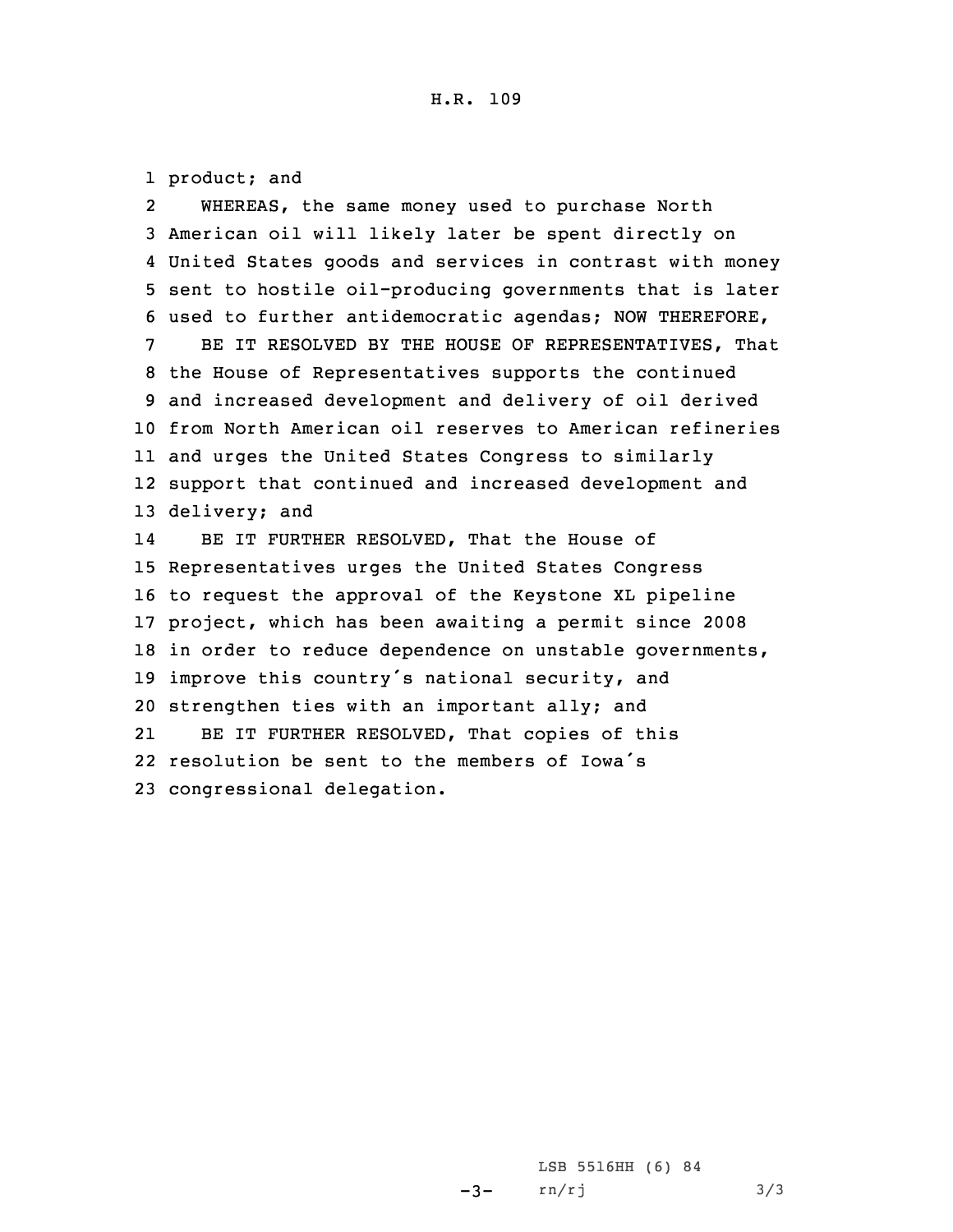product; and

WHEREAS, the same money used to purchase North American oil will likely later be spent directly on United States goods and services in contrast with money sent to hostile oil-producing governments that is later used to further antidemocratic agendas; NOW THEREFORE,

BE IT RESOLVED BY THE HOUSE OF REPRESENTATIVES, That the House of Representatives supports the continued and increased development and delivery of oil derived from North American oil reserves to American refineries and urges the United States Congress to similarly support that continued and increased development and delivery; and

BE IT FURTHER RESOLVED, That the House of Representatives urges the United States Congress to request the approval of the Keystone XL pipeline project, which has been awaiting a permit since 2008 in order to reduce dependence on unstable governments, improve this country's national security, and strengthen ties with an important ally; and

BE IT FURTHER RESOLVED, That copies of this resolution be sent to the members of Iowa's congressional delegation.

LSB 5516HH (6) 84
rn/rj